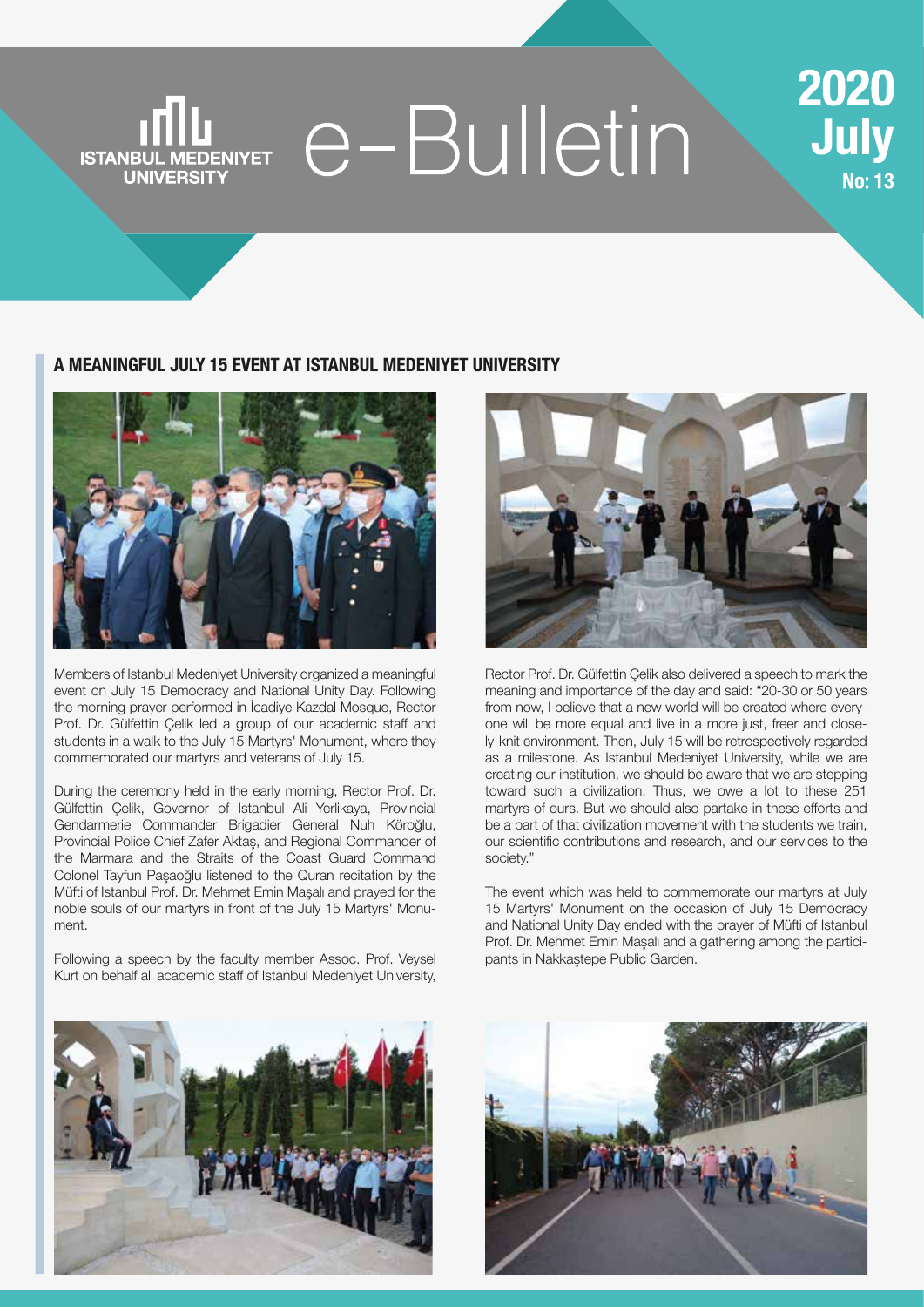ISTANBUL MEDENIYET UNIVERSITY

# e-Bulletin

**2020 July No: 13**

## A MEANINGFUL JULY 15 EVENT AT ISTANBUL MEDENIYET UNIVERSITY

Members of Istanbul Medeniyet University organized a meaningful event on July 15 Democracy and National Unity Day. Following the morning prayer performed in İcadiye Kazdal Mosque, Rector Prof. Dr. Gülfettin Çelik led a group of our academic staff and students in a walk to the July 15 Martyrs' Monument, where they commemorated our martyrs and veterans of July 15.

During the ceremony held in the early morning, Rector Prof. Dr. Gülfettin Çelik, Governor of Istanbul Ali Yerlikaya, Provincial Gendarmerie Commander Brigadier General Nuh Köroğlu, Provincial Police Chief Zafer Aktaş, and Regional Commander of the Marmara and the Straits of the Coast Guard Command Colonel Tayfun Paşaoğlu listened to the Quran recitation by the Müfti of Istanbul Prof. Dr. Mehmet Emin Maşalı and prayed for the noble souls of our martyrs in front of the July 15 Martyrs' Monument.

Following a speech by the faculty member Assoc. Prof. Veysel Kurt on behalf all academic staff of Istanbul Medeniyet University, Rector Prof. Dr. Gülfettin Çelik also delivered a speech to mark the meaning and importance of the day and said: "20-30 or 50 years from now, I believe that a new world will be created where everyone will be more equal and live in a more just, freer and closely-knit environment. Then, July 15 will be retrospectively regarded as a milestone. As Istanbul Medeniyet University, while we are creating our institution, we should be aware that we are stepping toward such a civilization. Thus, we owe a lot to these 251 martyrs of ours. But we should also partake in these efforts and be a part of that civilization movement with the students we train, our scientific contributions and research, and our services to the society."

The event which was held to commemorate our martyrs at July 15 Martyrs' Monument on the occasion of July 15 Democracy and National Unity Day ended with the prayer of Müfti of Istanbul Prof. Dr. Mehmet Emin Maşalı and a gathering among the participants in Nakkaştepe Public Garden.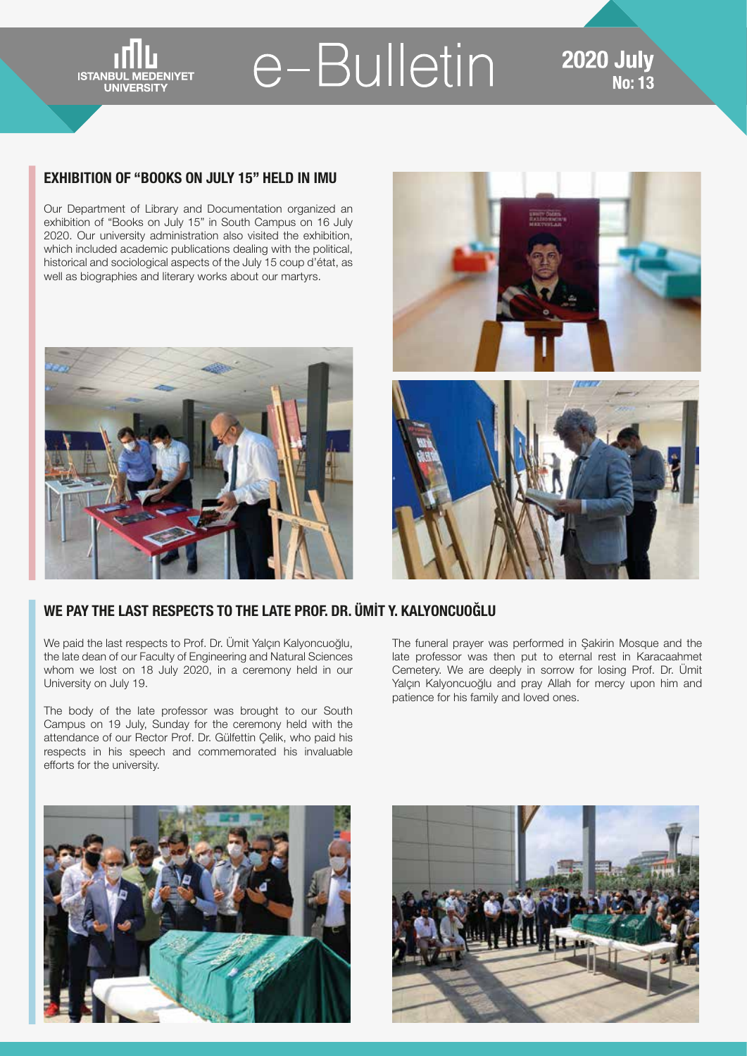## EXHIBITION OF "BOOKS ON JULY 15" HELD IN IMU

Our Department of Library and Documentation organized an exhibition of "Books on July 15" in South Campus on 16 July 2020. Our university administration also visited the exhibition, which included academic publications dealing with the political, historical and sociological aspects of the July 15 coup d'état, as well as biographies and literary works about our martyrs.

## WE PAY THE LAST RESPECTS TO THE LATE PROF. DR. ÜMİT Y. KALYONCUOĞLU

We paid the last respects to Prof. Dr. Ümit Yalçın Kalyoncuoğlu, the late dean of our Faculty of Engineering and Natural Sciences whom we lost on 18 July 2020, in a ceremony held in our University on July 19.

The body of the late professor was brought to our South Campus on 19 July, Sunday for the ceremony held with the attendance of our Rector Prof. Dr. Gülfettin Çelik, who paid his respects in his speech and commemorated his invaluable efforts for the university.

The funeral prayer was performed in Şakirin Mosque and the late professor was then put to eternal rest in Karacaahmet Cemetery. We are deeply in sorrow for losing Prof. Dr. Ümit Yalçın Kalyoncuoğlu and pray Allah for mercy upon him and patience for his family and loved ones.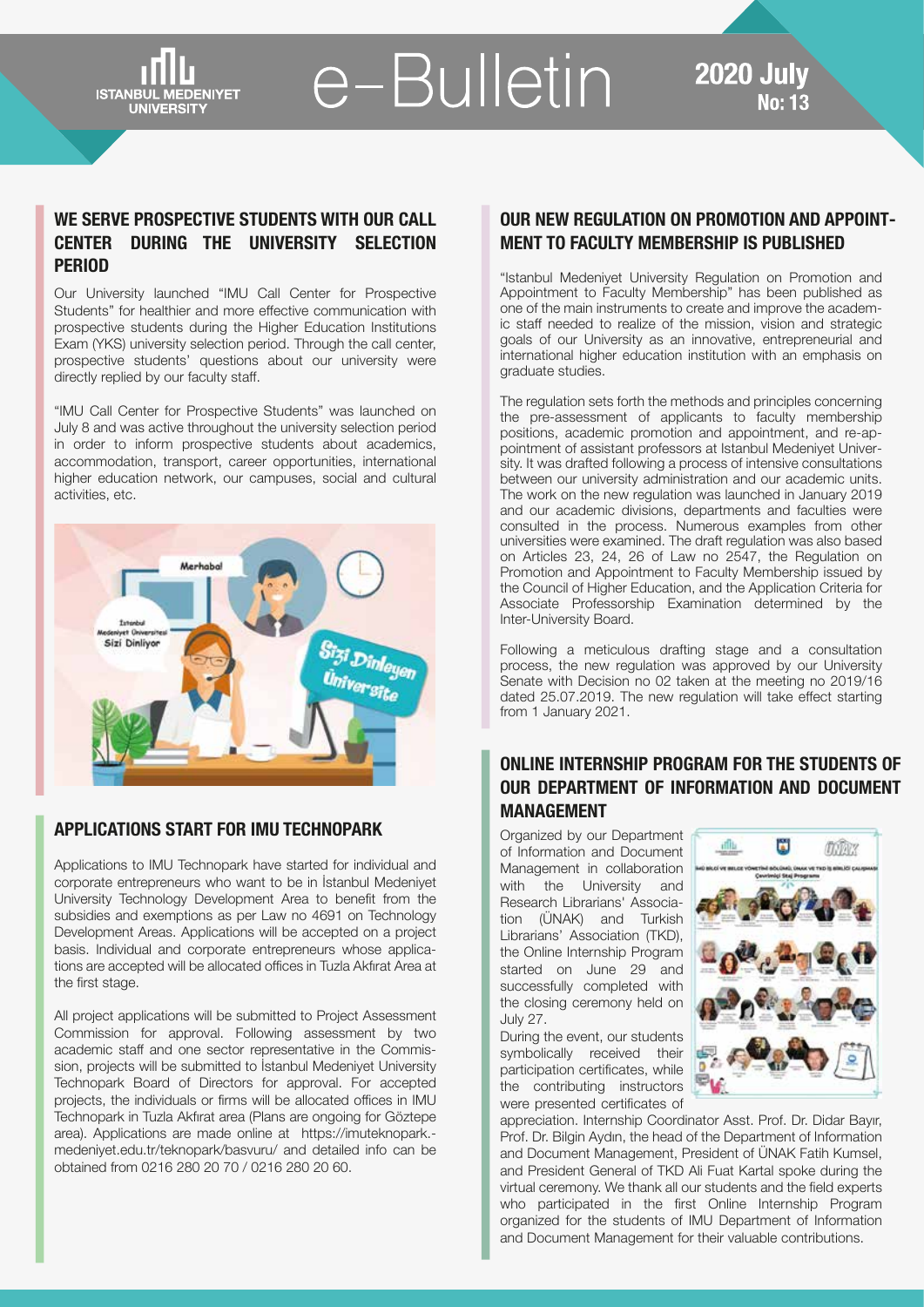# e-Bulletin

**2020 July**
**No: 13**

## WE SERVE PROSPECTIVE STUDENTS WITH OUR CALL CENTER DURING THE UNIVERSITY SELECTION PERIOD

Our University launched "IMU Call Center for Prospective Students" for healthier and more effective communication with prospective students during the Higher Education Institutions Exam (YKS) university selection period. Through the call center, prospective students' questions about our university were directly replied by our faculty staff.

"IMU Call Center for Prospective Students" was launched on July 8 and was active throughout the university selection period in order to inform prospective students about academics, accommodation, transport, career opportunities, international higher education network, our campuses, social and cultural activities, etc.

## APPLICATIONS START FOR IMU TECHNOPARK

Applications to IMU Technopark have started for individual and corporate entrepreneurs who want to be in İstanbul Medeniyet University Technology Development Area to benefit from the subsidies and exemptions as per Law no 4691 on Technology Development Areas. Applications will be accepted on a project basis. Individual and corporate entrepreneurs whose applications are accepted will be allocated offices in Tuzla Akfırat Area at the first stage.

All project applications will be submitted to Project Assessment Commission for approval. Following assessment by two academic staff and one sector representative in the Commission, projects will be submitted to İstanbul Medeniyet University Technopark Board of Directors for approval. For accepted projects, the individuals or firms will be allocated offices in IMU Technopark in Tuzla Akfırat area (Plans are ongoing for Göztepe area). Applications are made online at https://imuteknopark.medeniyet.edu.tr/teknopark/basvuru/ and detailed info can be obtained from 0216 280 20 70 / 0216 280 20 60.

## OUR NEW REGULATION ON PROMOTION AND APPOINTMENT TO FACULTY MEMBERSHIP IS PUBLISHED

"Istanbul Medeniyet University Regulation on Promotion and Appointment to Faculty Membership" has been published as one of the main instruments to create and improve the academic staff needed to realize of the mission, vision and strategic goals of our University as an innovative, entrepreneurial and international higher education institution with an emphasis on graduate studies.

The regulation sets forth the methods and principles concerning the pre-assessment of applicants to faculty membership positions, academic promotion and appointment, and re-appointment of assistant professors at Istanbul Medeniyet University. It was drafted following a process of intensive consultations between our university administration and our academic units. The work on the new regulation was launched in January 2019 and our academic divisions, departments and faculties were consulted in the process. Numerous examples from other universities were examined. The draft regulation was also based on Articles 23, 24, 26 of Law no 2547, the Regulation on Promotion and Appointment to Faculty Membership issued by the Council of Higher Education, and the Application Criteria for Associate Professorship Examination determined by the Inter-University Board.

Following a meticulous drafting stage and a consultation process, the new regulation was approved by our University Senate with Decision no 02 taken at the meeting no 2019/16 dated 25.07.2019. The new regulation will take effect starting from 1 January 2021.

## ONLINE INTERNSHIP PROGRAM FOR THE STUDENTS OF OUR DEPARTMENT OF INFORMATION AND DOCUMENT MANAGEMENT

Organized by our Department of Information and Document Management in collaboration with the University and Research Librarians' Association (ÜNAK) and Turkish Librarians' Association (TKD), the Online Internship Program started on June 29 and successfully completed with the closing ceremony held on July 27.

During the event, our students symbolically received their participation certificates, while the contributing instructors were presented certificates of appreciation. Internship Coordinator Asst. Prof. Dr. Didar Bayır, Prof. Dr. Bilgin Aydın, the head of the Department of Information and Document Management, President of ÜNAK Fatih Kumsel, and President General of TKD Ali Fuat Kartal spoke during the virtual ceremony. We thank all our students and the field experts who participated in the first Online Internship Program organized for the students of IMU Department of Information and Document Management for their valuable contributions.